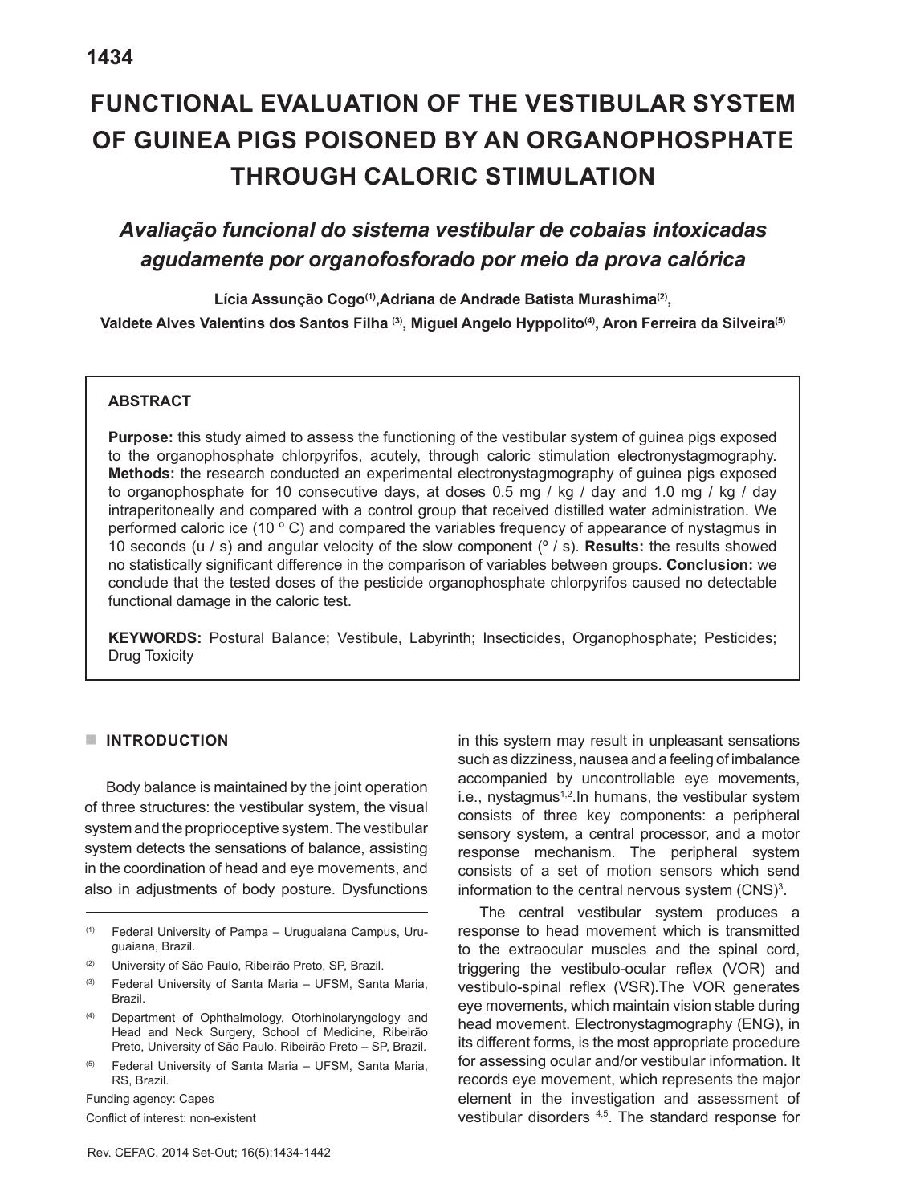# FUNCTIONAL EVALUATION OF THE VESTIBULAR SYSTEM OF GUINEA PIGS POISONED BY AN ORGANOPHOSPHATE THROUGH CALORIC STIMULATION

## *Avaliação funcional do sistema vestibular de cobaias intoxicadas agudamente por organofosforado por meio da prova calórica*

**Lícia Assunção Cogo[1], Adriana de Andrade Batista Murashima[2], Valdete Alves Valentins dos Santos Filha [3], Miguel Angelo Hyppolito[4], Aron Ferreira da Silveira[5]**

### ABSTRACT

**Purpose:** this study aimed to assess the functioning of the vestibular system of guinea pigs exposed to the organophosphate chlorpyrifos, acutely, through caloric stimulation electronystagmography. **Methods:** the research conducted an experimental electronystagmography of guinea pigs exposed to organophosphate for 10 consecutive days, at doses 0.5 mg / kg / day and 1.0 mg / kg / day intraperitoneally and compared with a control group that received distilled water administration. We performed caloric ice (10 º C) and compared the variables frequency of appearance of nystagmus in 10 seconds (u / s) and angular velocity of the slow component (º / s). **Results:** the results showed no statistically significant difference in the comparison of variables between groups. **Conclusion:** we conclude that the tested doses of the pesticide organophosphate chlorpyrifos caused no detectable functional damage in the caloric test.

**KEYWORDS:** Postural Balance; Vestibule, Labyrinth; Insecticides, Organophosphate; Pesticides; Drug Toxicity

## INTRODUCTION

Body balance is maintained by the joint operation of three structures: the vestibular system, the visual system and the proprioceptive system. The vestibular system detects the sensations of balance, assisting in the coordination of head and eye movements, and also in adjustments of body posture. Dysfunctions in this system may result in unpleasant sensations such as dizziness, nausea and a feeling of imbalance accompanied by uncontrollable eye movements, i.e., nystagmus[1,2]. In humans, the vestibular system consists of three key components: a peripheral sensory system, a central processor, and a motor response mechanism. The peripheral system consists of a set of motion sensors which send information to the central nervous system (CNS)[3].

The central vestibular system produces a response to head movement which is transmitted to the extraocular muscles and the spinal cord, triggering the vestibulo-ocular reflex (VOR) and vestibulo-spinal reflex (VSR). The VOR generates eye movements, which maintain vision stable during head movement. Electronystagmography (ENG), in its different forms, is the most appropriate procedure for assessing ocular and/or vestibular information. It records eye movement, which represents the major element in the investigation and assessment of vestibular disorders [4,5]. The standard response for

---

(1) Federal University of Pampa – Uruguaiana Campus, Uruguaiana, Brazil.

(2) University of São Paulo, Ribeirão Preto, SP, Brazil.

(3) Federal University of Santa Maria – UFSM, Santa Maria, Brazil.

(4) Department of Ophthalmology, Otorhinolaryngology and Head and Neck Surgery, School of Medicine, Ribeirão Preto, University of São Paulo. Ribeirão Preto – SP, Brazil.

(5) Federal University of Santa Maria – UFSM, Santa Maria, RS, Brazil.

Funding agency: Capes

Conflict of interest: non-existent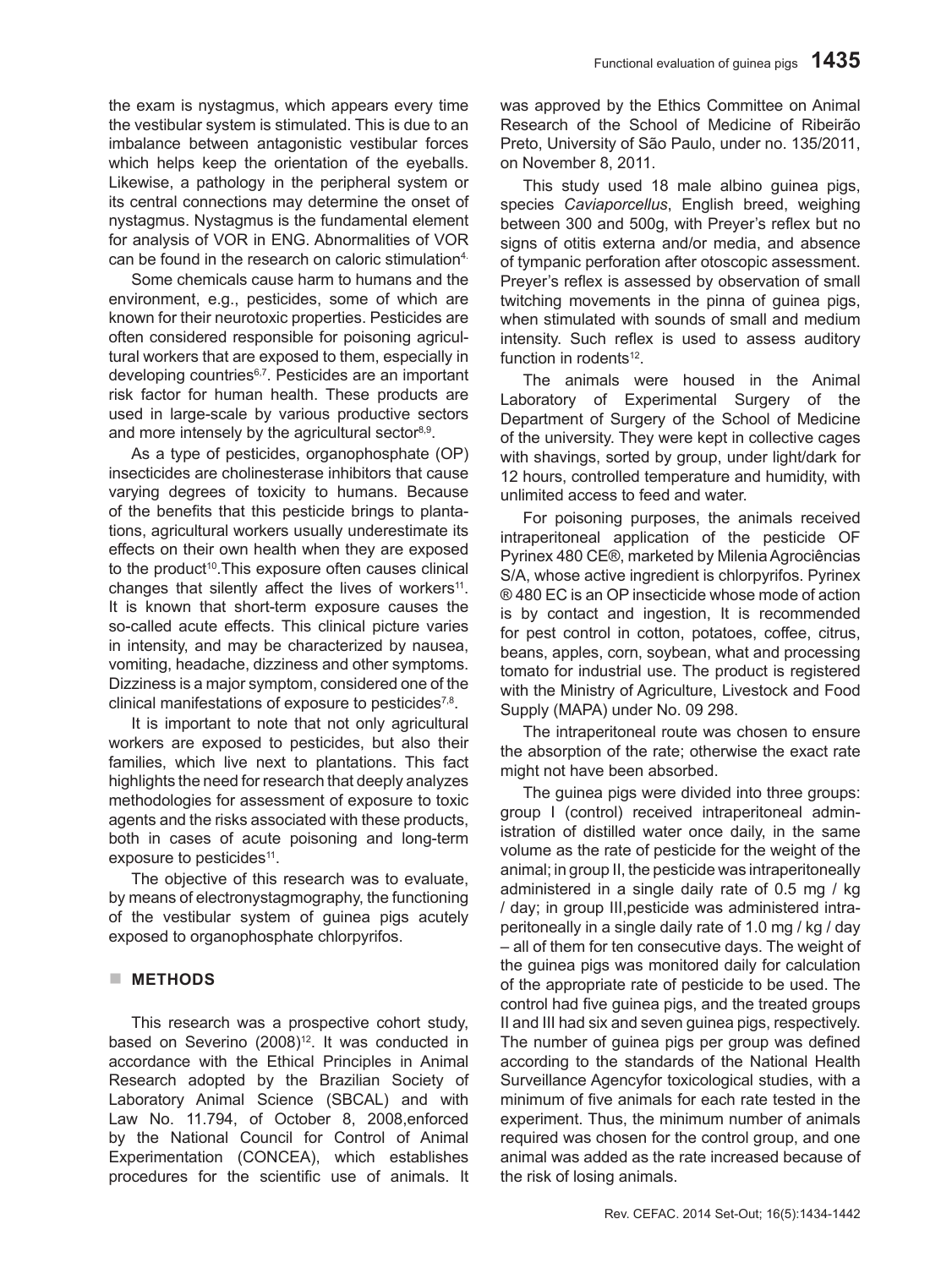the exam is nystagmus, which appears every time the vestibular system is stimulated. This is due to an imbalance between antagonistic vestibular forces which helps keep the orientation of the eyeballs. Likewise, a pathology in the peripheral system or its central connections may determine the onset of nystagmus. Nystagmus is the fundamental element for analysis of VOR in ENG. Abnormalities of VOR can be found in the research on caloric stimulation[4].

Some chemicals cause harm to humans and the environment, e.g., pesticides, some of which are known for their neurotoxic properties. Pesticides are often considered responsible for poisoning agricultural workers that are exposed to them, especially in developing countries[6,7]. Pesticides are an important risk factor for human health. These products are used in large-scale by various productive sectors and more intensely by the agricultural sector[8,9].

As a type of pesticides, organophosphate (OP) insecticides are cholinesterase inhibitors that cause varying degrees of toxicity to humans. Because of the benefits that this pesticide brings to plantations, agricultural workers usually underestimate its effects on their own health when they are exposed to the product[10].This exposure often causes clinical changes that silently affect the lives of workers[11]. It is known that short-term exposure causes the so-called acute effects. This clinical picture varies in intensity, and may be characterized by nausea, vomiting, headache, dizziness and other symptoms. Dizziness is a major symptom, considered one of the clinical manifestations of exposure to pesticides[7,8].

It is important to note that not only agricultural workers are exposed to pesticides, but also their families, which live next to plantations. This fact highlights the need for research that deeply analyzes methodologies for assessment of exposure to toxic agents and the risks associated with these products, both in cases of acute poisoning and long-term exposure to pesticides[11].

The objective of this research was to evaluate, by means of electronystagmography, the functioning of the vestibular system of guinea pigs acutely exposed to organophosphate chlorpyrifos.

## METHODS

This research was a prospective cohort study, based on Severino (2008)[12]. It was conducted in accordance with the Ethical Principles in Animal Research adopted by the Brazilian Society of Laboratory Animal Science (SBCAL) and with Law No. 11.794, of October 8, 2008,enforced by the National Council for Control of Animal Experimentation (CONCEA), which establishes procedures for the scientific use of animals. It was approved by the Ethics Committee on Animal Research of the School of Medicine of Ribeirão Preto, University of São Paulo, under no. 135/2011, on November 8, 2011.

This study used 18 male albino guinea pigs, species *Caviaporcellus*, English breed, weighing between 300 and 500g, with Preyer's reflex but no signs of otitis externa and/or media, and absence of tympanic perforation after otoscopic assessment. Preyer's reflex is assessed by observation of small twitching movements in the pinna of guinea pigs, when stimulated with sounds of small and medium intensity. Such reflex is used to assess auditory function in rodents[12].

The animals were housed in the Animal Laboratory of Experimental Surgery of the Department of Surgery of the School of Medicine of the university. They were kept in collective cages with shavings, sorted by group, under light/dark for 12 hours, controlled temperature and humidity, with unlimited access to feed and water.

For poisoning purposes, the animals received intraperitoneal application of the pesticide OF Pyrinex 480 CE®, marketed by Milenia Agrociências S/A, whose active ingredient is chlorpyrifos. Pyrinex ® 480 EC is an OP insecticide whose mode of action is by contact and ingestion, It is recommended for pest control in cotton, potatoes, coffee, citrus, beans, apples, corn, soybean, what and processing tomato for industrial use. The product is registered with the Ministry of Agriculture, Livestock and Food Supply (MAPA) under No. 09 298.

The intraperitoneal route was chosen to ensure the absorption of the rate; otherwise the exact rate might not have been absorbed.

The guinea pigs were divided into three groups: group I (control) received intraperitoneal administration of distilled water once daily, in the same volume as the rate of pesticide for the weight of the animal; in group II, the pesticide was intraperitoneally administered in a single daily rate of 0.5 mg / kg / day; in group III,pesticide was administered intraperitoneally in a single daily rate of 1.0 mg / kg / day – all of them for ten consecutive days. The weight of the guinea pigs was monitored daily for calculation of the appropriate rate of pesticide to be used. The control had five guinea pigs, and the treated groups II and III had six and seven guinea pigs, respectively. The number of guinea pigs per group was defined according to the standards of the National Health Surveillance Agencyfor toxicological studies, with a minimum of five animals for each rate tested in the experiment. Thus, the minimum number of animals required was chosen for the control group, and one animal was added as the rate increased because of the risk of losing animals.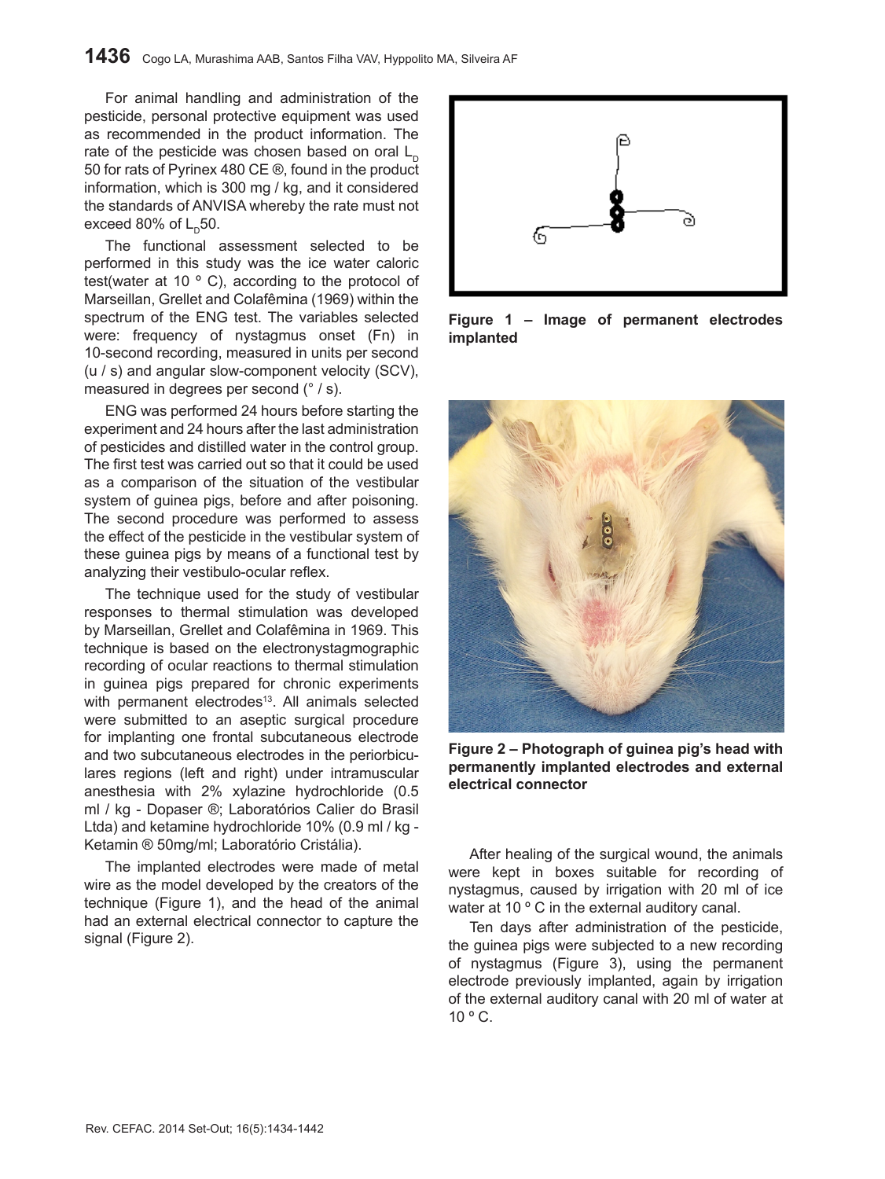For animal handling and administration of the pesticide, personal protective equipment was used as recommended in the product information. The rate of the pesticide was chosen based on oral $L_D$ 50 for rats of Pyrinex 480 CE ®, found in the product information, which is 300 mg / kg, and it considered the standards of ANVISA whereby the rate must not exceed 80% of $L_D$50.

The functional assessment selected to be performed in this study was the ice water caloric test(water at 10 º C), according to the protocol of Marseillan, Grellet and Colafêmina (1969) within the spectrum of the ENG test. The variables selected were: frequency of nystagmus onset (Fn) in 10-second recording, measured in units per second (u / s) and angular slow-component velocity (SCV), measured in degrees per second (° / s).

ENG was performed 24 hours before starting the experiment and 24 hours after the last administration of pesticides and distilled water in the control group. The first test was carried out so that it could be used as a comparison of the situation of the vestibular system of guinea pigs, before and after poisoning. The second procedure was performed to assess the effect of the pesticide in the vestibular system of these guinea pigs by means of a functional test by analyzing their vestibulo-ocular reflex.

The technique used for the study of vestibular responses to thermal stimulation was developed by Marseillan, Grellet and Colafêmina in 1969. This technique is based on the electronystagmographic recording of ocular reactions to thermal stimulation in guinea pigs prepared for chronic experiments with permanent electrodes[13]. All animals selected were submitted to an aseptic surgical procedure for implanting one frontal subcutaneous electrode and two subcutaneous electrodes in the periorbiculares regions (left and right) under intramuscular anesthesia with 2% xylazine hydrochloride (0.5 ml / kg - Dopaser ®; Laboratórios Calier do Brasil Ltda) and ketamine hydrochloride 10% (0.9 ml / kg - Ketamin ® 50mg/ml; Laboratório Cristália).

The implanted electrodes were made of metal wire as the model developed by the creators of the technique (Figure 1), and the head of the animal had an external electrical connector to capture the signal (Figure 2).

**Figure 1 – Image of permanent electrodes implanted**

**Figure 2 – Photograph of guinea pig's head with permanently implanted electrodes and external electrical connector**

After healing of the surgical wound, the animals were kept in boxes suitable for recording of nystagmus, caused by irrigation with 20 ml of ice water at 10 º C in the external auditory canal.

Ten days after administration of the pesticide, the guinea pigs were subjected to a new recording of nystagmus (Figure 3), using the permanent electrode previously implanted, again by irrigation of the external auditory canal with 20 ml of water at 10 º C.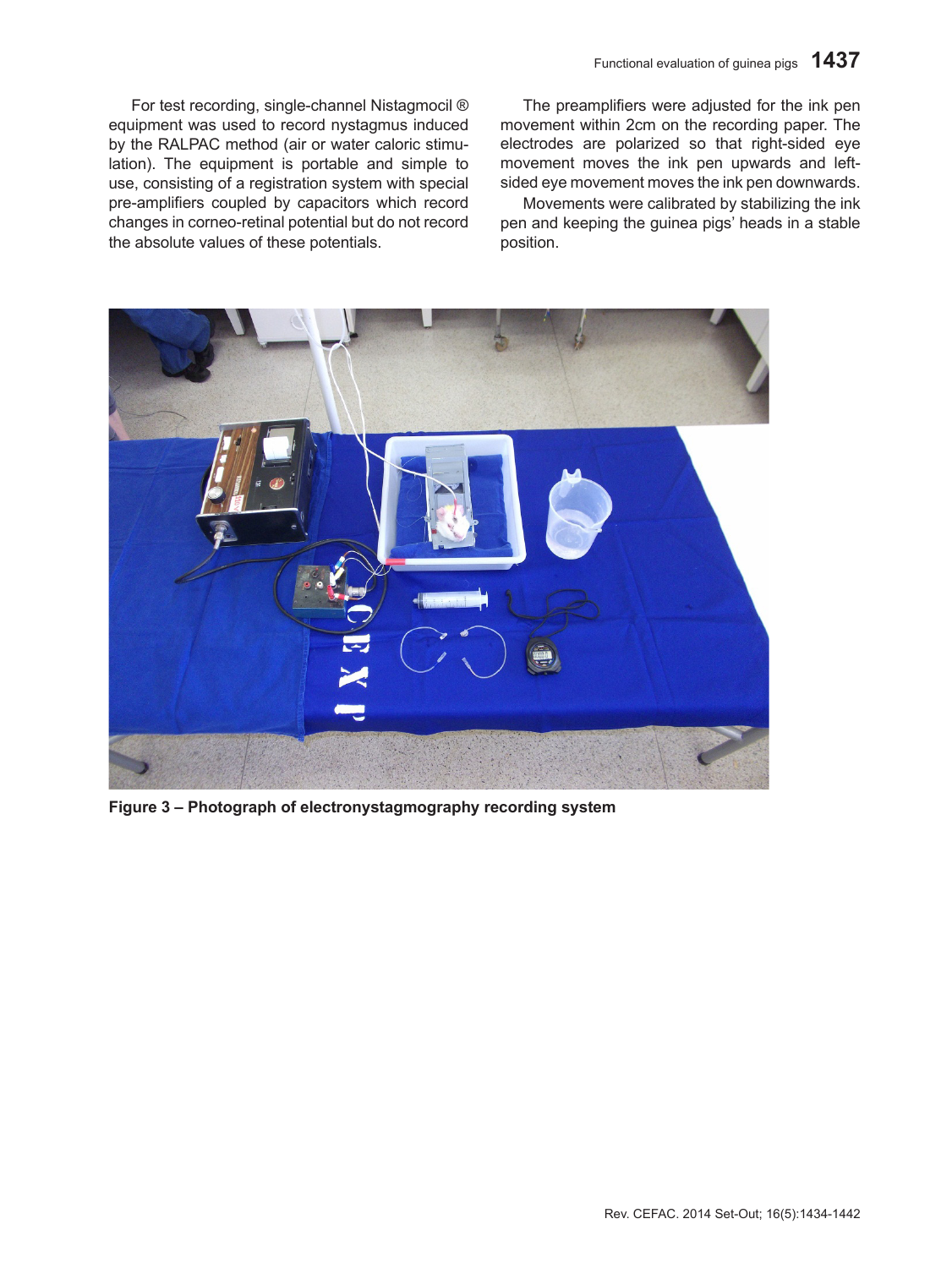For test recording, single-channel Nistagmocil ® equipment was used to record nystagmus induced by the RALPAC method (air or water caloric stimulation). The equipment is portable and simple to use, consisting of a registration system with special pre-amplifiers coupled by capacitors which record changes in corneo-retinal potential but do not record the absolute values of these potentials.

The preamplifiers were adjusted for the ink pen movement within 2cm on the recording paper. The electrodes are polarized so that right-sided eye movement moves the ink pen upwards and left-sided eye movement moves the ink pen downwards.

Movements were calibrated by stabilizing the ink pen and keeping the guinea pigs' heads in a stable position.

**Figure 3 – Photograph of electronystagmography recording system**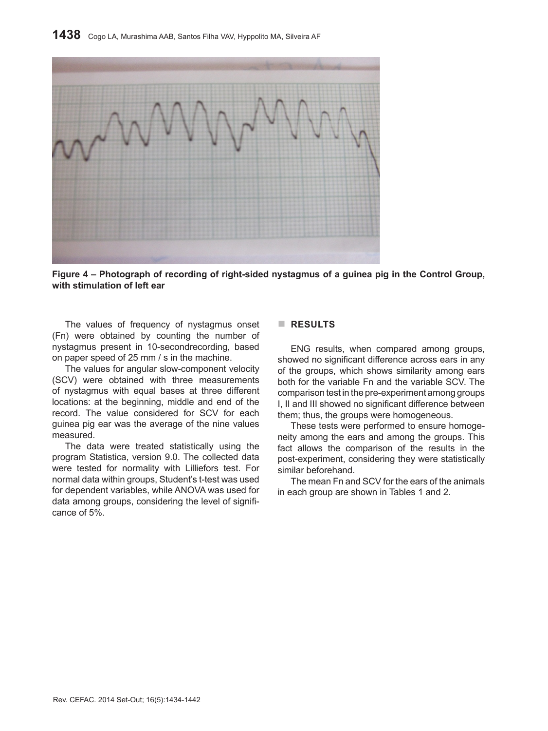**Figure 4 – Photograph of recording of right-sided nystagmus of a guinea pig in the Control Group, with stimulation of left ear**

The values of frequency of nystagmus onset (Fn) were obtained by counting the number of nystagmus present in 10-secondrecording, based on paper speed of 25 mm / s in the machine.

The values for angular slow-component velocity (SCV) were obtained with three measurements of nystagmus with equal bases at three different locations: at the beginning, middle and end of the record. The value considered for SCV for each guinea pig ear was the average of the nine values measured.

The data were treated statistically using the program Statistica, version 9.0. The collected data were tested for normality with Lilliefors test. For normal data within groups, Student's t-test was used for dependent variables, while ANOVA was used for data among groups, considering the level of significance of 5%.

## RESULTS

ENG results, when compared among groups, showed no significant difference across ears in any of the groups, which shows similarity among ears both for the variable Fn and the variable SCV. The comparison test in the pre-experiment among groups I, II and III showed no significant difference between them; thus, the groups were homogeneous.

These tests were performed to ensure homogeneity among the ears and among the groups. This fact allows the comparison of the results in the post-experiment, considering they were statistically similar beforehand.

The mean Fn and SCV for the ears of the animals in each group are shown in Tables 1 and 2.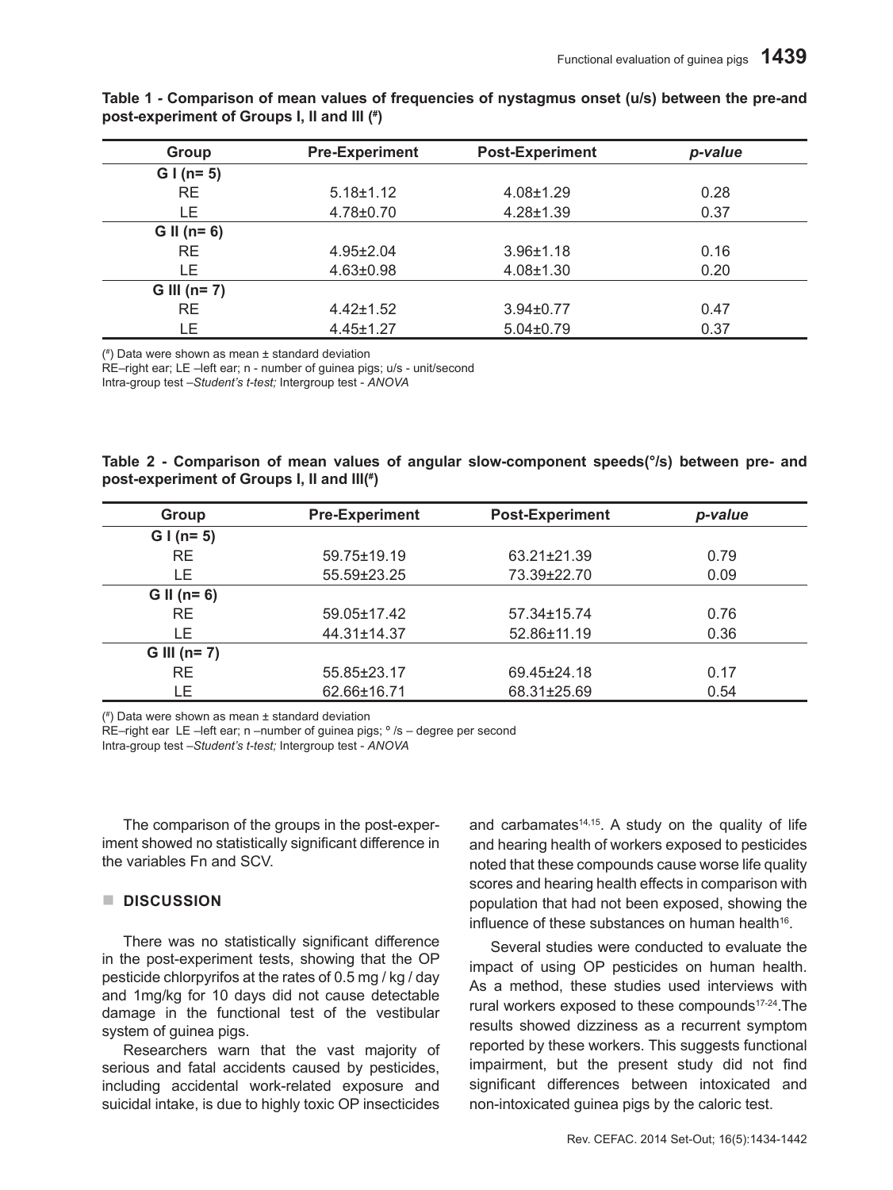**Table 1 - Comparison of mean values of frequencies of nystagmus onset (u/s) between the pre-and post-experiment of Groups I, II and III (#)**

| Group | Pre-Experiment | Post-Experiment | *p-value* |
|---|---|---|---|
| **G I (n= 5)** | | | |
| RE | 5.18±1.12 | 4.08±1.29 | 0.28 |
| LE | 4.78±0.70 | 4.28±1.39 | 0.37 |
| **G II (n= 6)** | | | |
| RE | 4.95±2.04 | 3.96±1.18 | 0.16 |
| LE | 4.63±0.98 | 4.08±1.30 | 0.20 |
| **G III (n= 7)** | | | |
| RE | 4.42±1.52 | 3.94±0.77 | 0.47 |
| LE | 4.45±1.27 | 5.04±0.79 | 0.37 |

(#) Data were shown as mean ± standard deviation
RE–right ear; LE –left ear; n - number of guinea pigs; u/s - unit/second
Intra-group test –*Student's t-test;* Intergroup test - *ANOVA*

**Table 2 - Comparison of mean values of angular slow-component speeds(°/s) between pre- and post-experiment of Groups I, II and III(#)**

| Group | Pre-Experiment | Post-Experiment | *p-value* |
|---|---|---|---|
| **G I (n= 5)** | | | |
| RE | 59.75±19.19 | 63.21±21.39 | 0.79 |
| LE | 55.59±23.25 | 73.39±22.70 | 0.09 |
| **G II (n= 6)** | | | |
| RE | 59.05±17.42 | 57.34±15.74 | 0.76 |
| LE | 44.31±14.37 | 52.86±11.19 | 0.36 |
| **G III (n= 7)** | | | |
| RE | 55.85±23.17 | 69.45±24.18 | 0.17 |
| LE | 62.66±16.71 | 68.31±25.69 | 0.54 |

(#) Data were shown as mean ± standard deviation
RE–right ear LE –left ear; n –number of guinea pigs; º /s – degree per second
Intra-group test –*Student's t-test;* Intergroup test - *ANOVA*

The comparison of the groups in the post-experiment showed no statistically significant difference in the variables Fn and SCV.

## DISCUSSION

There was no statistically significant difference in the post-experiment tests, showing that the OP pesticide chlorpyrifos at the rates of 0.5 mg / kg / day and 1mg/kg for 10 days did not cause detectable damage in the functional test of the vestibular system of guinea pigs.

Researchers warn that the vast majority of serious and fatal accidents caused by pesticides, including accidental work-related exposure and suicidal intake, is due to highly toxic OP insecticides and carbamates[14,15]. A study on the quality of life and hearing health of workers exposed to pesticides noted that these compounds cause worse life quality scores and hearing health effects in comparison with population that had not been exposed, showing the influence of these substances on human health[16].

Several studies were conducted to evaluate the impact of using OP pesticides on human health. As a method, these studies used interviews with rural workers exposed to these compounds[17-24].The results showed dizziness as a recurrent symptom reported by these workers. This suggests functional impairment, but the present study did not find significant differences between intoxicated and non-intoxicated guinea pigs by the caloric test.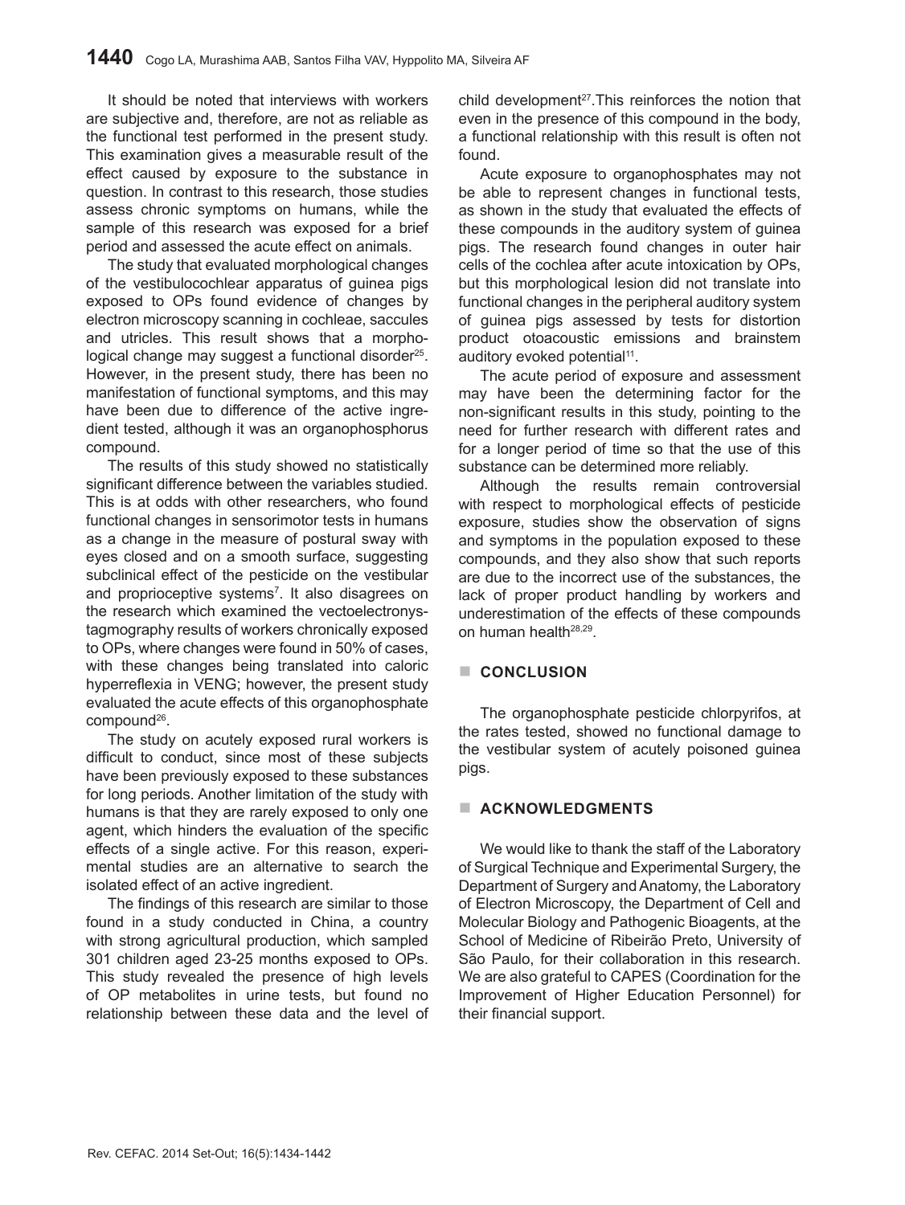It should be noted that interviews with workers are subjective and, therefore, are not as reliable as the functional test performed in the present study. This examination gives a measurable result of the effect caused by exposure to the substance in question. In contrast to this research, those studies assess chronic symptoms on humans, while the sample of this research was exposed for a brief period and assessed the acute effect on animals.

The study that evaluated morphological changes of the vestibulocochlear apparatus of guinea pigs exposed to OPs found evidence of changes by electron microscopy scanning in cochleae, saccules and utricles. This result shows that a morphological change may suggest a functional disorder[25]. However, in the present study, there has been no manifestation of functional symptoms, and this may have been due to difference of the active ingredient tested, although it was an organophosphorus compound.

The results of this study showed no statistically significant difference between the variables studied. This is at odds with other researchers, who found functional changes in sensorimotor tests in humans as a change in the measure of postural sway with eyes closed and on a smooth surface, suggesting subclinical effect of the pesticide on the vestibular and proprioceptive systems[7]. It also disagrees on the research which examined the vectoelectronystagmography results of workers chronically exposed to OPs, where changes were found in 50% of cases, with these changes being translated into caloric hyperreflexia in VENG; however, the present study evaluated the acute effects of this organophosphate compound[26].

The study on acutely exposed rural workers is difficult to conduct, since most of these subjects have been previously exposed to these substances for long periods. Another limitation of the study with humans is that they are rarely exposed to only one agent, which hinders the evaluation of the specific effects of a single active. For this reason, experimental studies are an alternative to search the isolated effect of an active ingredient.

The findings of this research are similar to those found in a study conducted in China, a country with strong agricultural production, which sampled 301 children aged 23-25 months exposed to OPs. This study revealed the presence of high levels of OP metabolites in urine tests, but found no relationship between these data and the level of child development[27].This reinforces the notion that even in the presence of this compound in the body, a functional relationship with this result is often not found.

Acute exposure to organophosphates may not be able to represent changes in functional tests, as shown in the study that evaluated the effects of these compounds in the auditory system of guinea pigs. The research found changes in outer hair cells of the cochlea after acute intoxication by OPs, but this morphological lesion did not translate into functional changes in the peripheral auditory system of guinea pigs assessed by tests for distortion product otoacoustic emissions and brainstem auditory evoked potential[11].

The acute period of exposure and assessment may have been the determining factor for the non-significant results in this study, pointing to the need for further research with different rates and for a longer period of time so that the use of this substance can be determined more reliably.

Although the results remain controversial with respect to morphological effects of pesticide exposure, studies show the observation of signs and symptoms in the population exposed to these compounds, and they also show that such reports are due to the incorrect use of the substances, the lack of proper product handling by workers and underestimation of the effects of these compounds on human health[28,29].

## CONCLUSION

The organophosphate pesticide chlorpyrifos, at the rates tested, showed no functional damage to the vestibular system of acutely poisoned guinea pigs.

## ACKNOWLEDGMENTS

We would like to thank the staff of the Laboratory of Surgical Technique and Experimental Surgery, the Department of Surgery and Anatomy, the Laboratory of Electron Microscopy, the Department of Cell and Molecular Biology and Pathogenic Bioagents, at the School of Medicine of Ribeirão Preto, University of São Paulo, for their collaboration in this research. We are also grateful to CAPES (Coordination for the Improvement of Higher Education Personnel) for their financial support.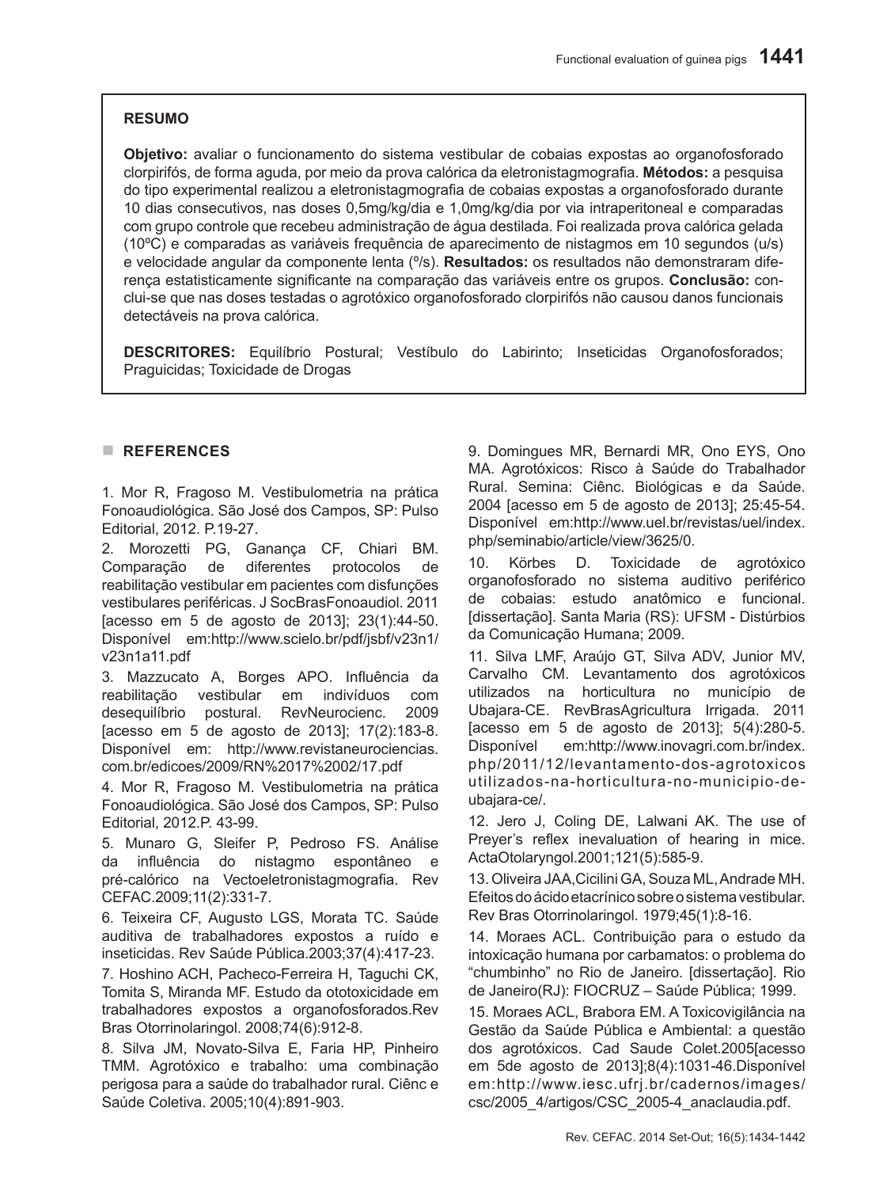## RESUMO

**Objetivo:** avaliar o funcionamento do sistema vestibular de cobaias expostas ao organofosforado clorpirifós, de forma aguda, por meio da prova calórica da eletronistagmografia. **Métodos:** a pesquisa do tipo experimental realizou a eletronistagmografia de cobaias expostas a organofosforado durante 10 dias consecutivos, nas doses 0,5mg/kg/dia e 1,0mg/kg/dia por via intraperitoneal e comparadas com grupo controle que recebeu administração de água destilada. Foi realizada prova calórica gelada (10ºC) e comparadas as variáveis frequência de aparecimento de nistagmos em 10 segundos (u/s) e velocidade angular da componente lenta (º/s). **Resultados:** os resultados não demonstraram diferença estatisticamente significante na comparação das variáveis entre os grupos. **Conclusão:** conclui-se que nas doses testadas o agrotóxico organofosforado clorpirifós não causou danos funcionais detectáveis na prova calórica.

**DESCRITORES:** Equilíbrio Postural; Vestíbulo do Labirinto; Inseticidas Organofosforados; Praguicidas; Toxicidade de Drogas

## REFERENCES

1. Mor R, Fragoso M. Vestibulometria na prática Fonoaudiológica. São José dos Campos, SP: Pulso Editorial, 2012. P.19-27.
2. Morozetti PG, Ganança CF, Chiari BM. Comparação de diferentes protocolos de reabilitação vestibular em pacientes com disfunções vestibulares periféricas. J SocBrasFonoaudiol. 2011 [acesso em 5 de agosto de 2013]; 23(1):44-50. Disponível em:http://www.scielo.br/pdf/jsbf/v23n1/v23n1a11.pdf
3. Mazzucato A, Borges APO. Influência da reabilitação vestibular em indivíduos com desequilíbrio postural. RevNeurocienc. 2009 [acesso em 5 de agosto de 2013]; 17(2):183-8. Disponível em: http://www.revistaneurociencias.com.br/edicoes/2009/RN%2017%2002/17.pdf
4. Mor R, Fragoso M. Vestibulometria na prática Fonoaudiológica. São José dos Campos, SP: Pulso Editorial, 2012.P. 43-99.
5. Munaro G, Sleifer P, Pedroso FS. Análise da influência do nistagmo espontâneo e pré-calórico na Vectoeletronistagmografia. Rev CEFAC.2009;11(2):331-7.
6. Teixeira CF, Augusto LGS, Morata TC. Saúde auditiva de trabalhadores expostos a ruído e inseticidas. Rev Saúde Pública.2003;37(4):417-23.
7. Hoshino ACH, Pacheco-Ferreira H, Taguchi CK, Tomita S, Miranda MF. Estudo da ototoxicidade em trabalhadores expostos a organofosforados.Rev Bras Otorrinolaringol. 2008;74(6):912-8.
8. Silva JM, Novato-Silva E, Faria HP, Pinheiro TMM. Agrotóxico e trabalho: uma combinação perigosa para a saúde do trabalhador rural. Ciênc e Saúde Coletiva. 2005;10(4):891-903.
9. Domingues MR, Bernardi MR, Ono EYS, Ono MA. Agrotóxicos: Risco à Saúde do Trabalhador Rural. Semina: Ciênc. Biológicas e da Saúde. 2004 [acesso em 5 de agosto de 2013]; 25:45-54. Disponível em:http://www.uel.br/revistas/uel/index.php/seminabio/article/view/3625/0.
10. Körbes D. Toxicidade de agrotóxico organofosforado no sistema auditivo periférico de cobaias: estudo anatômico e funcional. [dissertação]. Santa Maria (RS): UFSM - Distúrbios da Comunicação Humana; 2009.
11. Silva LMF, Araújo GT, Silva ADV, Junior MV, Carvalho CM. Levantamento dos agrotóxicos utilizados na horticultura no município de Ubajara-CE. RevBrasAgricultura Irrigada. 2011 [acesso em 5 de agosto de 2013]; 5(4):280-5. Disponível em:http://www.inovagri.com.br/index.php/2011/12/levantamento-dos-agrotoxicos-utilizados-na-horticultura-no-municipio-de-ubajara-ce/.
12. Jero J, Coling DE, Lalwani AK. The use of Preyer's reflex inevaluation of hearing in mice. ActaOtolaryngol.2001;121(5):585-9.
13. Oliveira JAA,Cicilini GA, Souza ML, Andrade MH. Efeitos do ácido etacrínico sobre o sistema vestibular. Rev Bras Otorrinolaringol. 1979;45(1):8-16.
14. Moraes ACL. Contribuição para o estudo da intoxicação humana por carbamatos: o problema do "chumbinho" no Rio de Janeiro. [dissertação]. Rio de Janeiro(RJ): FIOCRUZ – Saúde Pública; 1999.
15. Moraes ACL, Brabora EM. A Toxicovigilância na Gestão da Saúde Pública e Ambiental: a questão dos agrotóxicos. Cad Saude Colet.2005[acesso em 5de agosto de 2013];8(4):1031-46.Disponível em:http://www.iesc.ufrj.br/cadernos/images/csc/2005_4/artigos/CSC_2005-4_anaclaudia.pdf.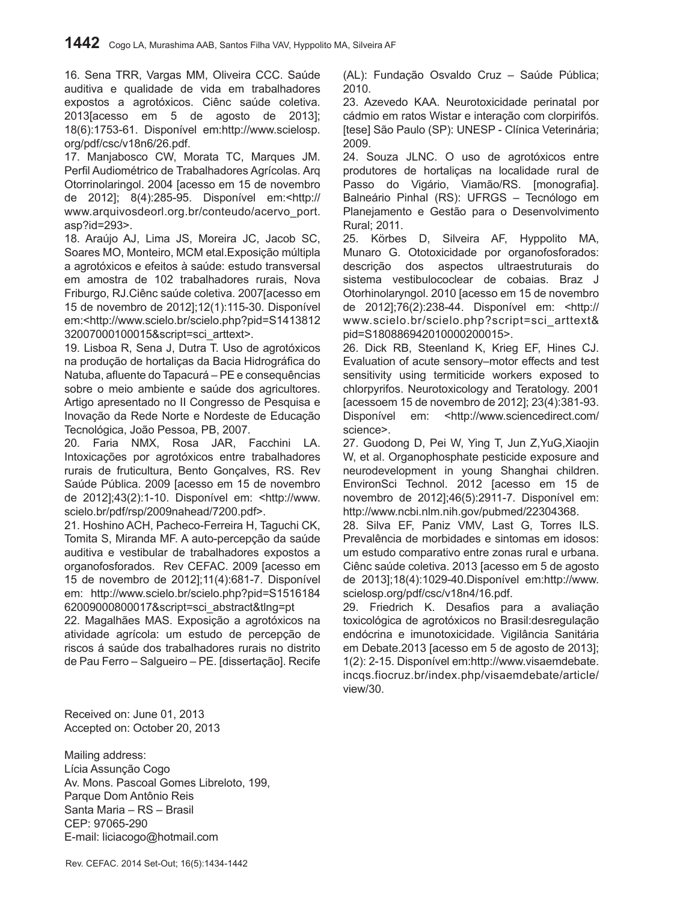16. Sena TRR, Vargas MM, Oliveira CCC. Saúde auditiva e qualidade de vida em trabalhadores expostos a agrotóxicos. Ciênc saúde coletiva. 2013[acesso em 5 de agosto de 2013]; 18(6):1753-61. Disponível em:http://www.scielosp.org/pdf/csc/v18n6/26.pdf.

17. Manjabosco CW, Morata TC, Marques JM. Perfil Audiométrico de Trabalhadores Agrícolas. Arq Otorrinolaringol. 2004 [acesso em 15 de novembro de 2012]; 8(4):285-95. Disponível em:<http://www.arquivosdeorl.org.br/conteudo/acervo_port.asp?id=293>.

18. Araújo AJ, Lima JS, Moreira JC, Jacob SC, Soares MO, Monteiro, MCM etal.Exposição múltipla a agrotóxicos e efeitos à saúde: estudo transversal em amostra de 102 trabalhadores rurais, Nova Friburgo, RJ.Ciênc saúde coletiva. 2007[acesso em 15 de novembro de 2012];12(1):115-30. Disponível em:<http://www.scielo.br/scielo.php?pid=S141381232007000100015&script=sci_arttext>.

19. Lisboa R, Sena J, Dutra T. Uso de agrotóxicos na produção de hortaliças da Bacia Hidrográfica do Natuba, afluente do Tapacurá – PE e consequências sobre o meio ambiente e saúde dos agricultores. Artigo apresentado no II Congresso de Pesquisa e Inovação da Rede Norte e Nordeste de Educação Tecnológica, João Pessoa, PB, 2007.

20. Faria NMX, Rosa JAR, Facchini LA. Intoxicações por agrotóxicos entre trabalhadores rurais de fruticultura, Bento Gonçalves, RS. Rev Saúde Pública. 2009 [acesso em 15 de novembro de 2012];43(2):1-10. Disponível em: <http://www.scielo.br/pdf/rsp/2009nahead/7200.pdf>.

21. Hoshino ACH, Pacheco-Ferreira H, Taguchi CK, Tomita S, Miranda MF. A auto-percepção da saúde auditiva e vestibular de trabalhadores expostos a organofosforados. Rev CEFAC. 2009 [acesso em 15 de novembro de 2012];11(4):681-7. Disponível em: http://www.scielo.br/scielo.php?pid=S151618462009000800017&script=sci_abstract&tlng=pt

22. Magalhães MAS. Exposição a agrotóxicos na atividade agrícola: um estudo de percepção de riscos á saúde dos trabalhadores rurais no distrito de Pau Ferro – Salgueiro – PE. [dissertação]. Recife (AL): Fundação Osvaldo Cruz – Saúde Pública; 2010.

23. Azevedo KAA. Neurotoxicidade perinatal por cádmio em ratos Wistar e interação com clorpirifós. [tese] São Paulo (SP): UNESP - Clínica Veterinária; 2009.

24. Souza JLNC. O uso de agrotóxicos entre produtores de hortaliças na localidade rural de Passo do Vigário, Viamão/RS. [monografia]. Balneário Pinhal (RS): UFRGS – Tecnólogo em Planejamento e Gestão para o Desenvolvimento Rural; 2011.

25. Körbes D, Silveira AF, Hyppolito MA, Munaro G. Ototoxicidade por organofosforados: descrição dos aspectos ultraestruturais do sistema vestibulococlear de cobaias. Braz J Otorhinolaryngol. 2010 [acesso em 15 de novembro de 2012];76(2):238-44. Disponível em: <http://www.scielo.br/scielo.php?script=sci_arttext&pid=S180886942010000200015>.

26. Dick RB, Steenland K, Krieg EF, Hines CJ. Evaluation of acute sensory–motor effects and test sensitivity using termiticide workers exposed to chlorpyrifos. Neurotoxicology and Teratology. 2001 [acessoem 15 de novembro de 2012]; 23(4):381-93. Disponível em: <http://www.sciencedirect.com/science>.

27. Guodong D, Pei W, Ying T, Jun Z,YuG,Xiaojin W, et al. Organophosphate pesticide exposure and neurodevelopment in young Shanghai children. EnvironSci Technol. 2012 [acesso em 15 de novembro de 2012];46(5):2911-7. Disponível em: http://www.ncbi.nlm.nih.gov/pubmed/22304368.

28. Silva EF, Paniz VMV, Last G, Torres ILS. Prevalência de morbidades e sintomas em idosos: um estudo comparativo entre zonas rural e urbana. Ciênc saúde coletiva. 2013 [acesso em 5 de agosto de 2013];18(4):1029-40.Disponível em:http://www.scielosp.org/pdf/csc/v18n4/16.pdf.

29. Friedrich K. Desafios para a avaliação toxicológica de agrotóxicos no Brasil:desregulação endócrina e imunotoxicidade. Vigilância Sanitária em Debate.2013 [acesso em 5 de agosto de 2013]; 1(2): 2-15. Disponível em:http://www.visaemdebate.incqs.fiocruz.br/index.php/visaemdebate/article/view/30.

Received on: June 01, 2013
Accepted on: October 20, 2013

Mailing address:
Lícia Assunção Cogo
Av. Mons. Pascoal Gomes Libreloto, 199,
Parque Dom Antônio Reis
Santa Maria – RS – Brasil
CEP: 97065-290
E-mail: liciacogo@hotmail.com